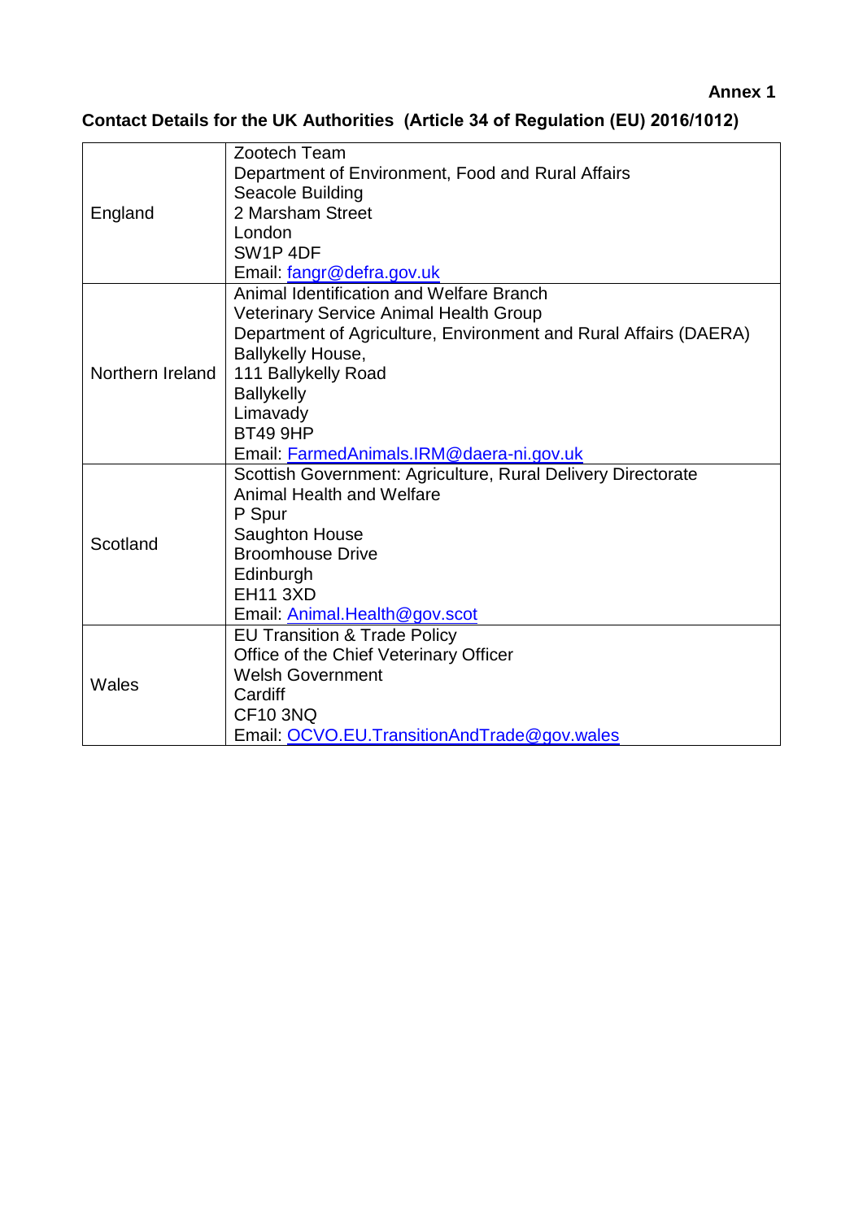**Annex 1**

## Contact Details for the UK Authorities (Article 34 of Regulation (EU) 2016/1012)

| | |
|---|---|
| England | Zootech Team<br>Department of Environment, Food and Rural Affairs<br>Seacole Building<br>2 Marsham Street<br>London<br>SW1P 4DF<br>Email: fangr@defra.gov.uk |
| Northern Ireland | Animal Identification and Welfare Branch<br>Veterinary Service Animal Health Group<br>Department of Agriculture, Environment and Rural Affairs (DAERA)<br>Ballykelly House,<br>111 Ballykelly Road<br>Ballykelly<br>Limavady<br>BT49 9HP<br>Email: FarmedAnimals.IRM@daera-ni.gov.uk |
| Scotland | Scottish Government: Agriculture, Rural Delivery Directorate<br>Animal Health and Welfare<br>P Spur<br>Saughton House<br>Broomhouse Drive<br>Edinburgh<br>EH11 3XD<br>Email: Animal.Health@gov.scot |
| Wales | EU Transition & Trade Policy<br>Office of the Chief Veterinary Officer<br>Welsh Government<br>Cardiff<br>CF10 3NQ<br>Email: OCVO.EU.TransitionAndTrade@gov.wales |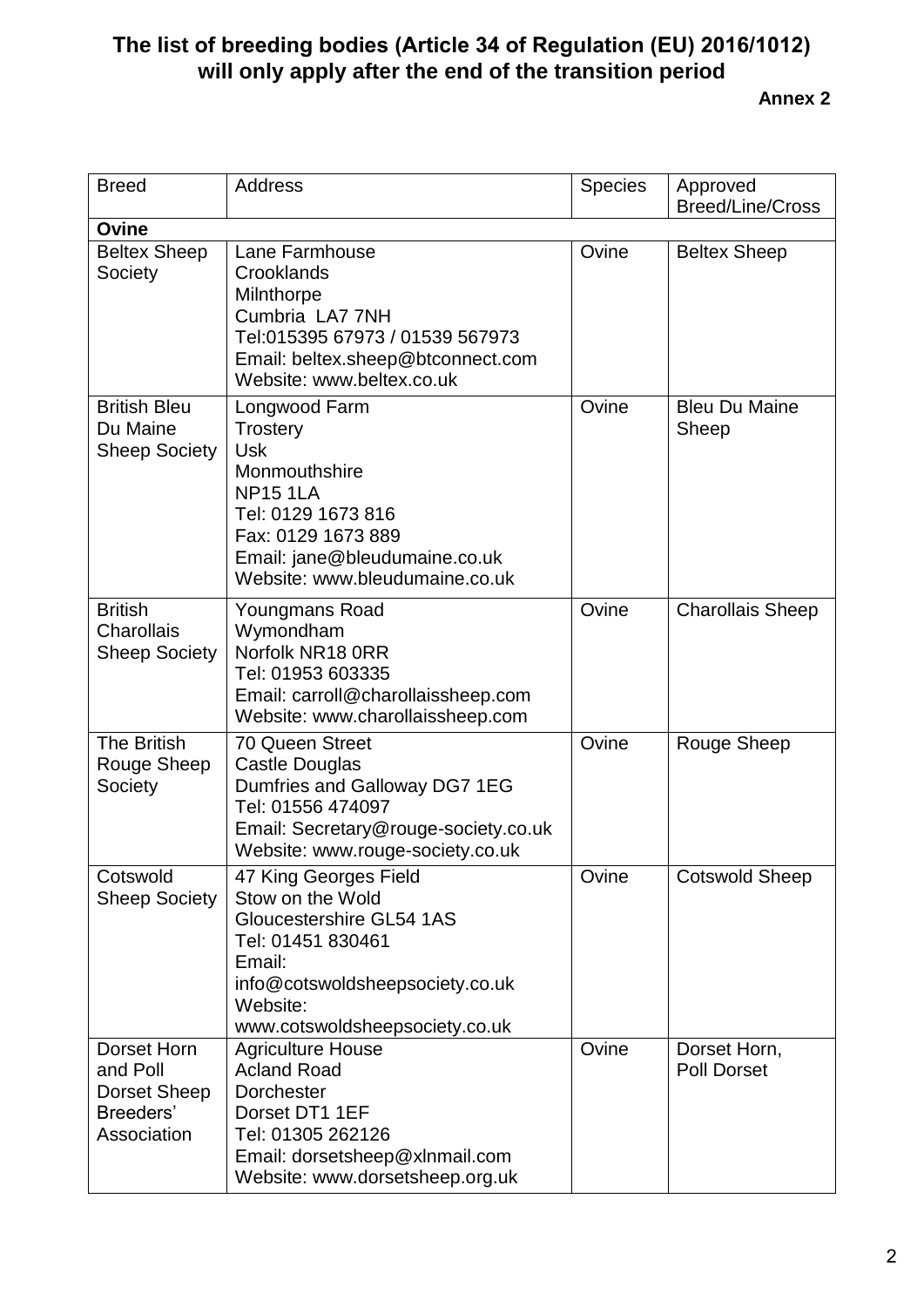# The list of breeding bodies (Article 34 of Regulation (EU) 2016/1012) will only apply after the end of the transition period

**Annex 2**

| Breed | Address | Species | Approved Breed/Line/Cross |
|---|---|---|---|
| **Ovine** | | | |
| Beltex Sheep Society | Lane Farmhouse<br>Crooklands<br>Milnthorpe<br>Cumbria LA7 7NH<br>Tel:015395 67973 / 01539 567973<br>Email: beltex.sheep@btconnect.com<br>Website: www.beltex.co.uk | Ovine | Beltex Sheep |
| British Bleu Du Maine Sheep Society | Longwood Farm<br>Trostery<br>Usk<br>Monmouthshire<br>NP15 1LA<br>Tel: 0129 1673 816<br>Fax: 0129 1673 889<br>Email: jane@bleudumaine.co.uk<br>Website: www.bleudumaine.co.uk | Ovine | Bleu Du Maine Sheep |
| British Charollais Sheep Society | Youngmans Road<br>Wymondham<br>Norfolk NR18 0RR<br>Tel: 01953 603335<br>Email: carroll@charollaissheep.com<br>Website: www.charollaissheep.com | Ovine | Charollais Sheep |
| The British Rouge Sheep Society | 70 Queen Street<br>Castle Douglas<br>Dumfries and Galloway DG7 1EG<br>Tel: 01556 474097<br>Email: Secretary@rouge-society.co.uk<br>Website: www.rouge-society.co.uk | Ovine | Rouge Sheep |
| Cotswold Sheep Society | 47 King Georges Field<br>Stow on the Wold<br>Gloucestershire GL54 1AS<br>Tel: 01451 830461<br>Email:<br>info@cotswoldsheepsociety.co.uk<br>Website:<br>www.cotswoldsheepsociety.co.uk | Ovine | Cotswold Sheep |
| Dorset Horn and Poll Dorset Sheep Breeders' Association | Agriculture House<br>Acland Road<br>Dorchester<br>Dorset DT1 1EF<br>Tel: 01305 262126<br>Email: dorsetsheep@xlnmail.com<br>Website: www.dorsetsheep.org.uk | Ovine | Dorset Horn,<br>Poll Dorset |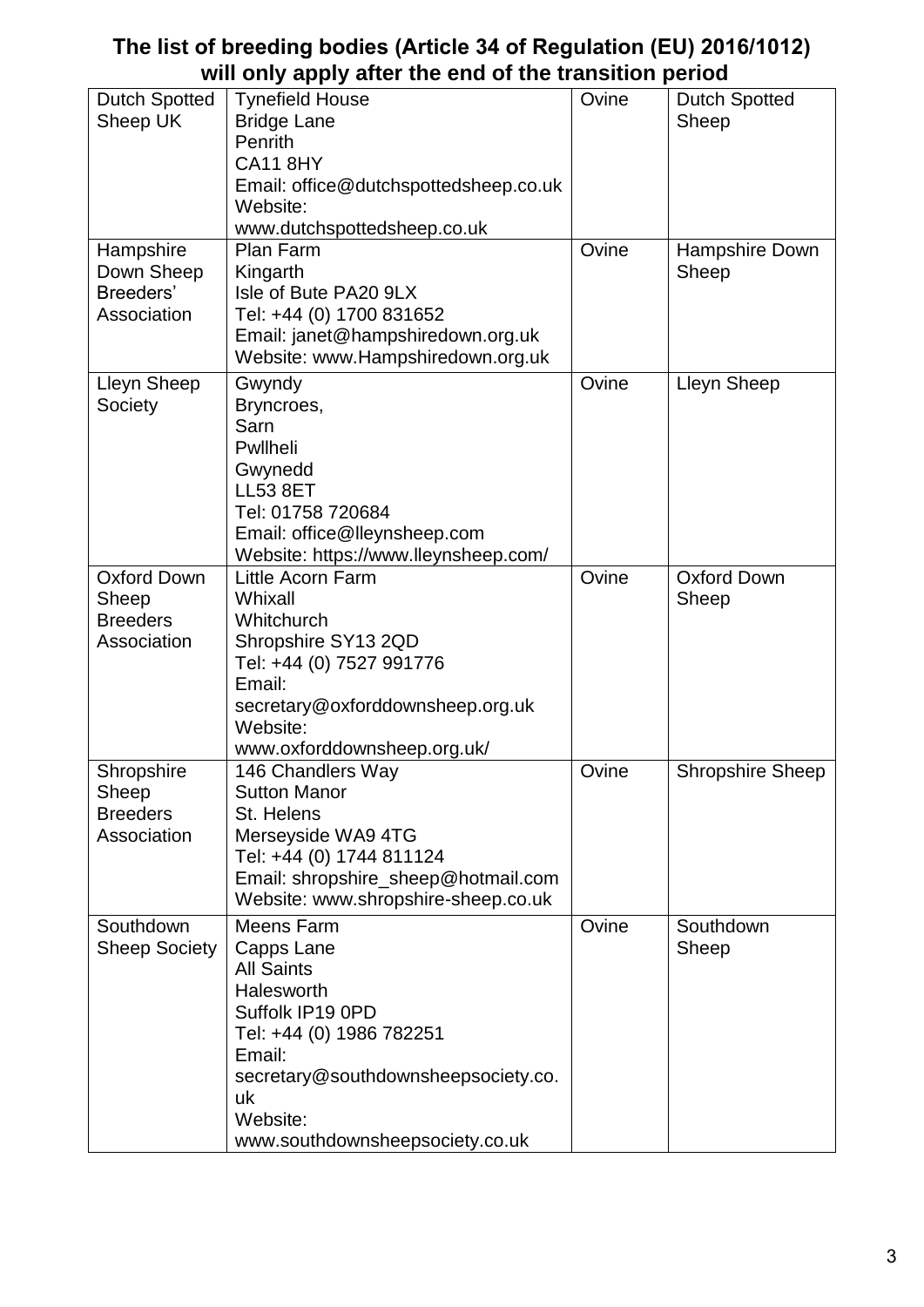**The list of breeding bodies (Article 34 of Regulation (EU) 2016/1012) will only apply after the end of the transition period**

| | | | |
|---|---|---|---|
| Dutch Spotted Sheep UK | Tynefield House<br>Bridge Lane<br>Penrith<br>CA11 8HY<br>Email: office@dutchspottedsheep.co.uk<br>Website: www.dutchspottedsheep.co.uk | Ovine | Dutch Spotted Sheep |
| Hampshire Down Sheep Breeders' Association | Plan Farm<br>Kingarth<br>Isle of Bute PA20 9LX<br>Tel: +44 (0) 1700 831652<br>Email: janet@hampshiredown.org.uk<br>Website: www.Hampshiredown.org.uk | Ovine | Hampshire Down Sheep |
| Lleyn Sheep Society | Gwyndy<br>Bryncroes,<br>Sarn<br>Pwllheli<br>Gwynedd<br>LL53 8ET<br>Tel: 01758 720684<br>Email: office@lleynsheep.com<br>Website: https://www.lleynsheep.com/ | Ovine | Lleyn Sheep |
| Oxford Down Sheep Breeders Association | Little Acorn Farm<br>Whixall<br>Whitchurch<br>Shropshire SY13 2QD<br>Tel: +44 (0) 7527 991776<br>Email: secretary@oxforddownsheep.org.uk<br>Website: www.oxforddownsheep.org.uk/ | Ovine | Oxford Down Sheep |
| Shropshire Sheep Breeders Association | 146 Chandlers Way<br>Sutton Manor<br>St. Helens<br>Merseyside WA9 4TG<br>Tel: +44 (0) 1744 811124<br>Email: shropshire_sheep@hotmail.com<br>Website: www.shropshire-sheep.co.uk | Ovine | Shropshire Sheep |
| Southdown Sheep Society | Meens Farm<br>Capps Lane<br>All Saints<br>Halesworth<br>Suffolk IP19 0PD<br>Tel: +44 (0) 1986 782251<br>Email: secretary@southdownsheepsociety.co.uk<br>Website: www.southdownsheepsociety.co.uk | Ovine | Southdown Sheep |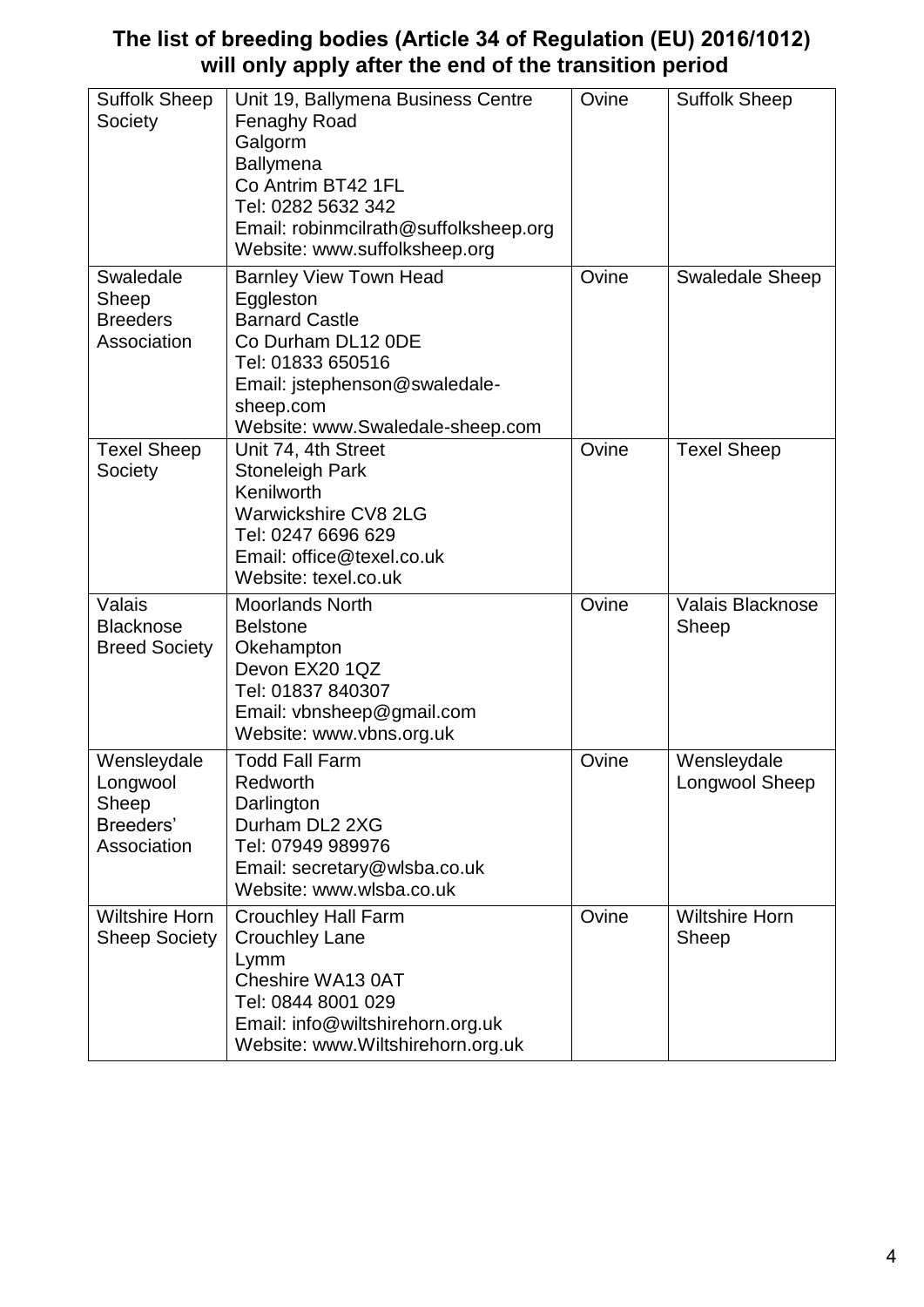## The list of breeding bodies (Article 34 of Regulation (EU) 2016/1012) will only apply after the end of the transition period

| | | | |
|---|---|---|---|
| Suffolk Sheep Society | Unit 19, Ballymena Business Centre<br>Fenaghy Road<br>Galgorm<br>Ballymena<br>Co Antrim BT42 1FL<br>Tel: 0282 5632 342<br>Email: robinmcilrath@suffolksheep.org<br>Website: www.suffolksheep.org | Ovine | Suffolk Sheep |
| Swaledale Sheep Breeders Association | Barnley View Town Head<br>Eggleston<br>Barnard Castle<br>Co Durham DL12 0DE<br>Tel: 01833 650516<br>Email: jstephenson@swaledale-sheep.com<br>Website: www.Swaledale-sheep.com | Ovine | Swaledale Sheep |
| Texel Sheep Society | Unit 74, 4th Street<br>Stoneleigh Park<br>Kenilworth<br>Warwickshire CV8 2LG<br>Tel: 0247 6696 629<br>Email: office@texel.co.uk<br>Website: texel.co.uk | Ovine | Texel Sheep |
| Valais Blacknose Breed Society | Moorlands North<br>Belstone<br>Okehampton<br>Devon EX20 1QZ<br>Tel: 01837 840307<br>Email: vbnsheep@gmail.com<br>Website: www.vbns.org.uk | Ovine | Valais Blacknose Sheep |
| Wensleydale Longwool Sheep Breeders' Association | Todd Fall Farm<br>Redworth<br>Darlington<br>Durham DL2 2XG<br>Tel: 07949 989976<br>Email: secretary@wlsba.co.uk<br>Website: www.wlsba.co.uk | Ovine | Wensleydale Longwool Sheep |
| Wiltshire Horn Sheep Society | Crouchley Hall Farm<br>Crouchley Lane<br>Lymm<br>Cheshire WA13 0AT<br>Tel: 0844 8001 029<br>Email: info@wiltshirehorn.org.uk<br>Website: www.Wiltshirehorn.org.uk | Ovine | Wiltshire Horn Sheep |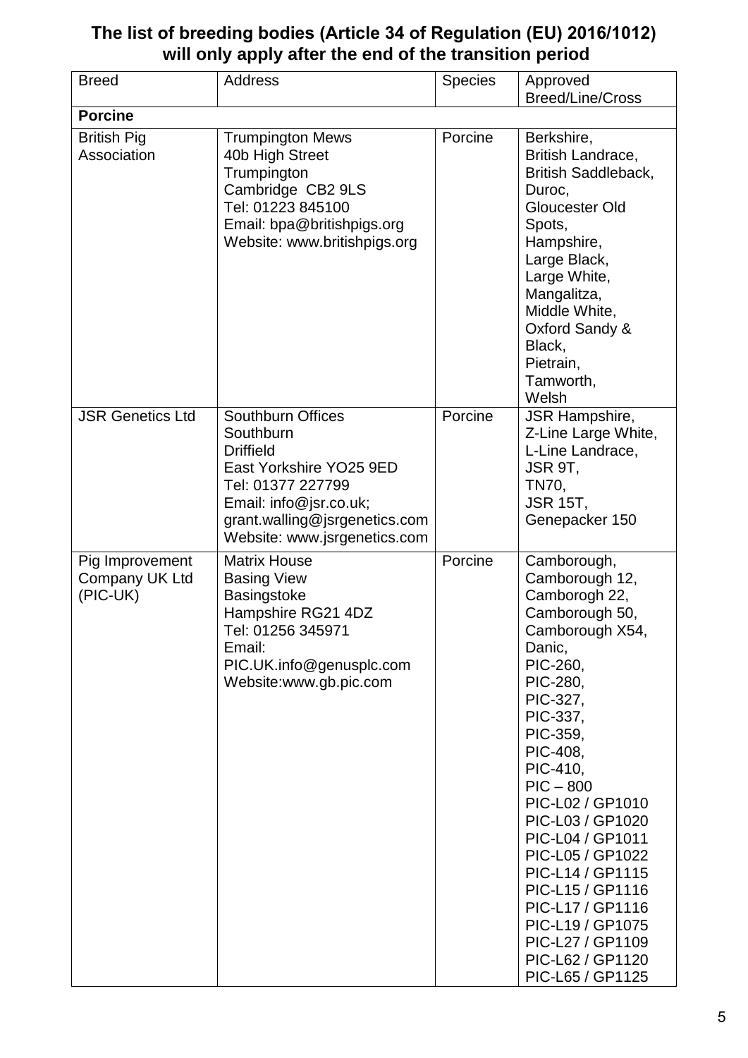**The list of breeding bodies (Article 34 of Regulation (EU) 2016/1012) will only apply after the end of the transition period**

| Breed | Address | Species | Approved Breed/Line/Cross |
|---|---|---|---|
| **Porcine** | | | |
| British Pig Association | Trumpington Mews<br>40b High Street<br>Trumpington<br>Cambridge CB2 9LS<br>Tel: 01223 845100<br>Email: bpa@britishpigs.org<br>Website: www.britishpigs.org | Porcine | Berkshire,<br>British Landrace,<br>British Saddleback,<br>Duroc,<br>Gloucester Old Spots,<br>Hampshire,<br>Large Black,<br>Large White,<br>Mangalitza,<br>Middle White,<br>Oxford Sandy & Black,<br>Pietrain,<br>Tamworth,<br>Welsh |
| JSR Genetics Ltd | Southburn Offices<br>Southburn<br>Driffield<br>East Yorkshire YO25 9ED<br>Tel: 01377 227799<br>Email: info@jsr.co.uk;<br>grant.walling@jsrgenetics.com<br>Website: www.jsrgenetics.com | Porcine | JSR Hampshire,<br>Z-Line Large White,<br>L-Line Landrace,<br>JSR 9T,<br>TN70,<br>JSR 15T,<br>Genepacker 150 |
| Pig Improvement Company UK Ltd (PIC-UK) | Matrix House<br>Basing View<br>Basingstoke<br>Hampshire RG21 4DZ<br>Tel: 01256 345971<br>Email:<br>PIC.UK.info@genusplc.com<br>Website:www.gb.pic.com | Porcine | Camborough,<br>Camborough 12,<br>Camborogh 22,<br>Camborough 50,<br>Camborough X54,<br>Danic,<br>PIC-260,<br>PIC-280,<br>PIC-327,<br>PIC-337,<br>PIC-359,<br>PIC-408,<br>PIC-410,<br>PIC – 800<br>PIC-L02 / GP1010<br>PIC-L03 / GP1020<br>PIC-L04 / GP1011<br>PIC-L05 / GP1022<br>PIC-L14 / GP1115<br>PIC-L15 / GP1116<br>PIC-L17 / GP1116<br>PIC-L19 / GP1075<br>PIC-L27 / GP1109<br>PIC-L62 / GP1120<br>PIC-L65 / GP1125 |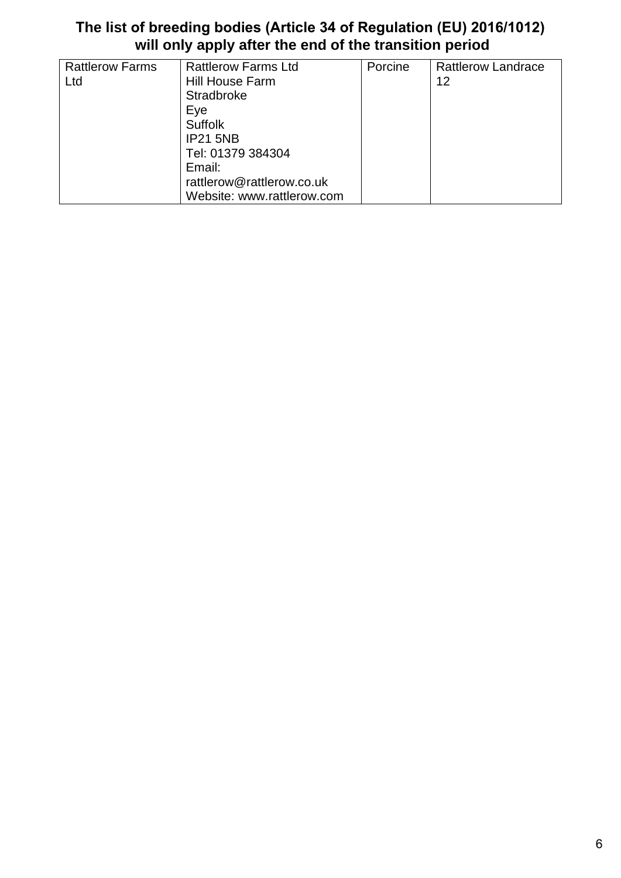**The list of breeding bodies (Article 34 of Regulation (EU) 2016/1012) will only apply after the end of the transition period**

| | | | |
|---|---|---|---|
| Rattlerow Farms Ltd | Rattlerow Farms Ltd<br>Hill House Farm<br>Stradbroke<br>Eye<br>Suffolk<br>IP21 5NB<br>Tel: 01379 384304<br>Email: rattlerow@rattlerow.co.uk<br>Website: www.rattlerow.com | Porcine | Rattlerow Landrace 12 |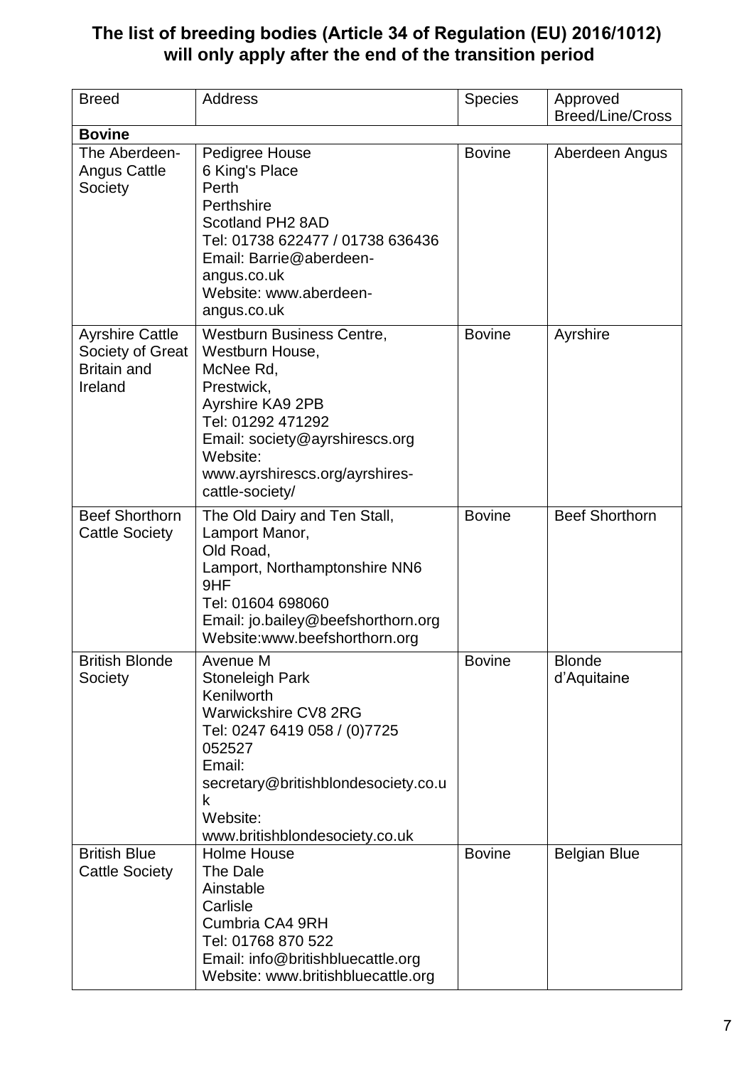**The list of breeding bodies (Article 34 of Regulation (EU) 2016/1012) will only apply after the end of the transition period**

| Breed | Address | Species | Approved Breed/Line/Cross |
|---|---|---|---|
| **Bovine** | | | |
| The Aberdeen-Angus Cattle Society | Pedigree House<br>6 King's Place<br>Perth<br>Perthshire<br>Scotland PH2 8AD<br>Tel: 01738 622477 / 01738 636436<br>Email: Barrie@aberdeen-angus.co.uk<br>Website: www.aberdeen-angus.co.uk | Bovine | Aberdeen Angus |
| Ayrshire Cattle Society of Great Britain and Ireland | Westburn Business Centre,<br>Westburn House,<br>McNee Rd,<br>Prestwick,<br>Ayrshire KA9 2PB<br>Tel: 01292 471292<br>Email: society@ayrshirescs.org<br>Website: www.ayrshirescs.org/ayrshires-cattle-society/ | Bovine | Ayrshire |
| Beef Shorthorn Cattle Society | The Old Dairy and Ten Stall,<br>Lamport Manor,<br>Old Road,<br>Lamport, Northamptonshire NN6 9HF<br>Tel: 01604 698060<br>Email: jo.bailey@beefshorthorn.org<br>Website:www.beefshorthorn.org | Bovine | Beef Shorthorn |
| British Blonde Society | Avenue M<br>Stoneleigh Park<br>Kenilworth<br>Warwickshire CV8 2RG<br>Tel: 0247 6419 058 / (0)7725 052527<br>Email: secretary@britishblondesociety.co.uk<br>Website: www.britishblondesociety.co.uk | Bovine | Blonde d'Aquitaine |
| British Blue Cattle Society | Holme House<br>The Dale<br>Ainstable<br>Carlisle<br>Cumbria CA4 9RH<br>Tel: 01768 870 522<br>Email: info@britishbluecattle.org<br>Website: www.britishbluecattle.org | Bovine | Belgian Blue |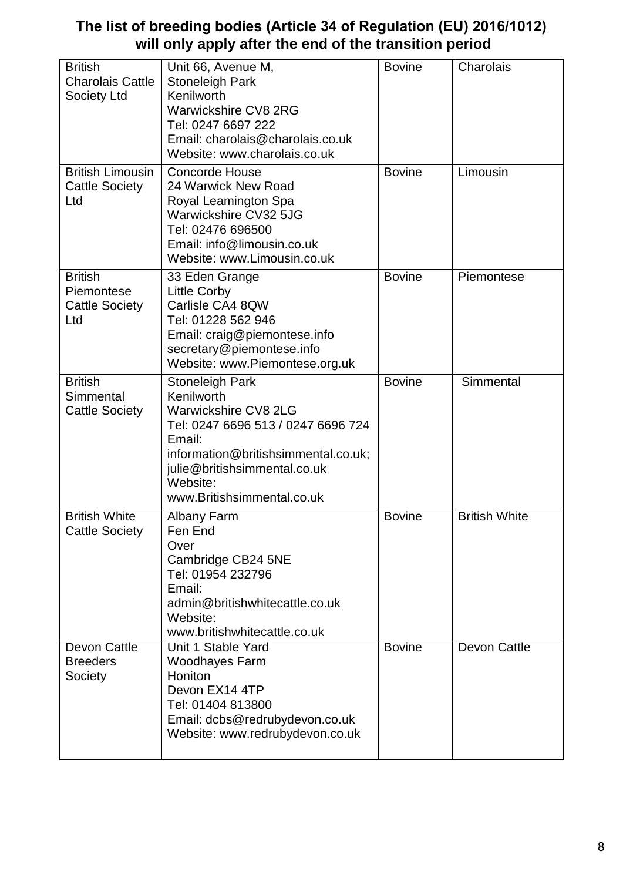**The list of breeding bodies (Article 34 of Regulation (EU) 2016/1012) will only apply after the end of the transition period**

| | | | |
|---|---|---|---|
| British Charolais Cattle Society Ltd | Unit 66, Avenue M, Stoneleigh Park Kenilworth Warwickshire CV8 2RG Tel: 0247 6697 222 Email: charolais@charolais.co.uk Website: www.charolais.co.uk | Bovine | Charolais |
| British Limousin Cattle Society Ltd | Concorde House 24 Warwick New Road Royal Leamington Spa Warwickshire CV32 5JG Tel: 02476 696500 Email: info@limousin.co.uk Website: www.Limousin.co.uk | Bovine | Limousin |
| British Piemontese Cattle Society Ltd | 33 Eden Grange Little Corby Carlisle CA4 8QW Tel: 01228 562 946 Email: craig@piemontese.info secretary@piemontese.info Website: www.Piemontese.org.uk | Bovine | Piemontese |
| British Simmental Cattle Society | Stoneleigh Park Kenilworth Warwickshire CV8 2LG Tel: 0247 6696 513 / 0247 6696 724 Email: information@britishsimmental.co.uk; julie@britishsimmental.co.uk Website: www.Britishsimmental.co.uk | Bovine | Simmental |
| British White Cattle Society | Albany Farm Fen End Over Cambridge CB24 5NE Tel: 01954 232796 Email: admin@britishwhitecattle.co.uk Website: www.britishwhitecattle.co.uk | Bovine | British White |
| Devon Cattle Breeders Society | Unit 1 Stable Yard Woodhayes Farm Honiton Devon EX14 4TP Tel: 01404 813800 Email: dcbs@redrubydevon.co.uk Website: www.redrubydevon.co.uk | Bovine | Devon Cattle |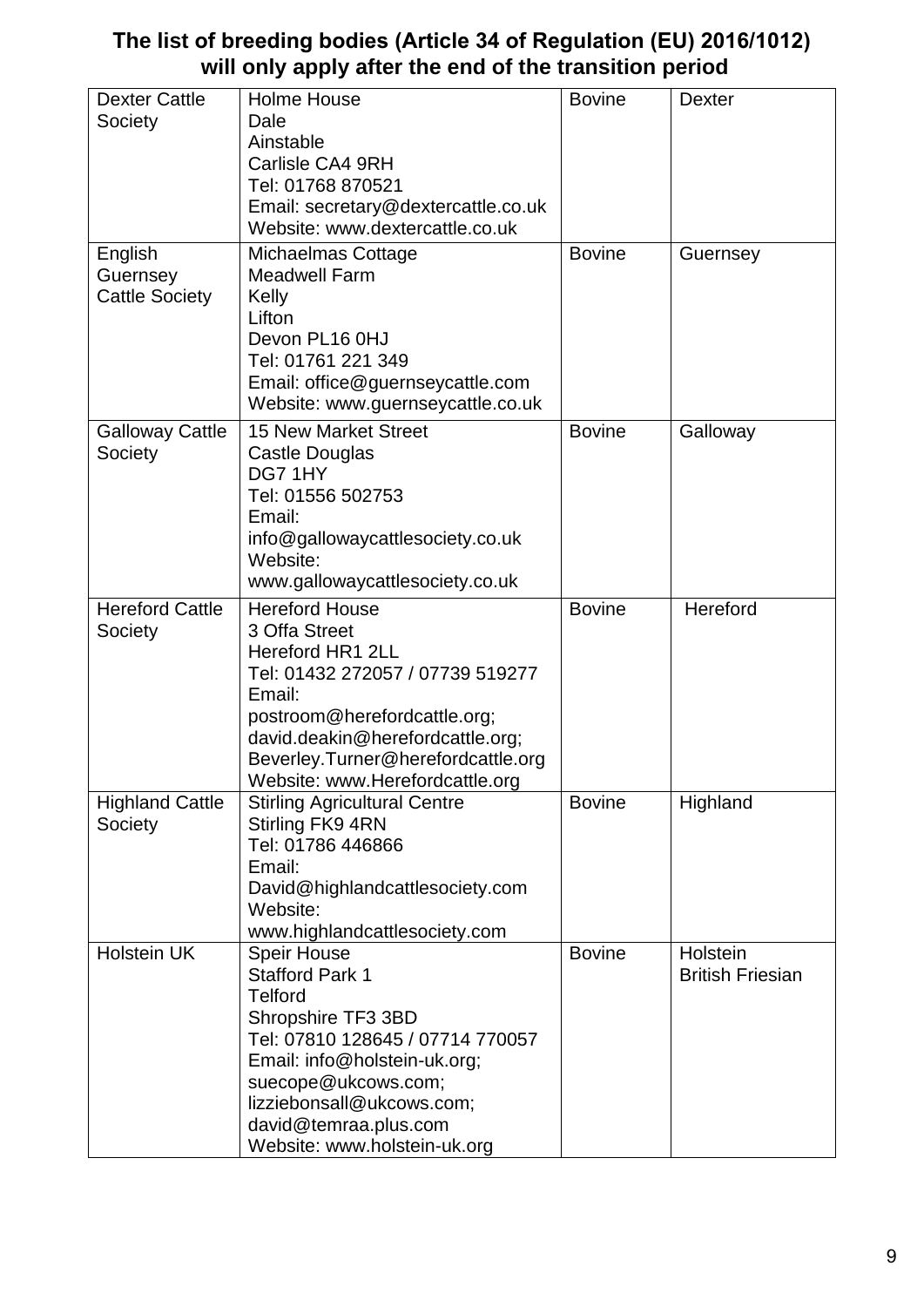## The list of breeding bodies (Article 34 of Regulation (EU) 2016/1012) will only apply after the end of the transition period

| | | | |
|---|---|---|---|
| Dexter Cattle Society | Holme House<br>Dale<br>Ainstable<br>Carlisle CA4 9RH<br>Tel: 01768 870521<br>Email: secretary@dextercattle.co.uk<br>Website: www.dextercattle.co.uk | Bovine | Dexter |
| English Guernsey Cattle Society | Michaelmas Cottage<br>Meadwell Farm<br>Kelly<br>Lifton<br>Devon PL16 0HJ<br>Tel: 01761 221 349<br>Email: office@guernseycattle.com<br>Website: www.guernseycattle.co.uk | Bovine | Guernsey |
| Galloway Cattle Society | 15 New Market Street<br>Castle Douglas<br>DG7 1HY<br>Tel: 01556 502753<br>Email:<br>info@gallowaycattlesociety.co.uk<br>Website:<br>www.gallowaycattlesociety.co.uk | Bovine | Galloway |
| Hereford Cattle Society | Hereford House<br>3 Offa Street<br>Hereford HR1 2LL<br>Tel: 01432 272057 / 07739 519277<br>Email:<br>postroom@herefordcattle.org;<br>david.deakin@herefordcattle.org;<br>Beverley.Turner@herefordcattle.org<br>Website: www.Herefordcattle.org | Bovine | Hereford |
| Highland Cattle Society | Stirling Agricultural Centre<br>Stirling FK9 4RN<br>Tel: 01786 446866<br>Email:<br>David@highlandcattlesociety.com<br>Website:<br>www.highlandcattlesociety.com | Bovine | Highland |
| Holstein UK | Speir House<br>Stafford Park 1<br>Telford<br>Shropshire TF3 3BD<br>Tel: 07810 128645 / 07714 770057<br>Email: info@holstein-uk.org;<br>suecope@ukcows.com;<br>lizziebonsall@ukcows.com;<br>david@temraa.plus.com<br>Website: www.holstein-uk.org | Bovine | Holstein<br>British Friesian |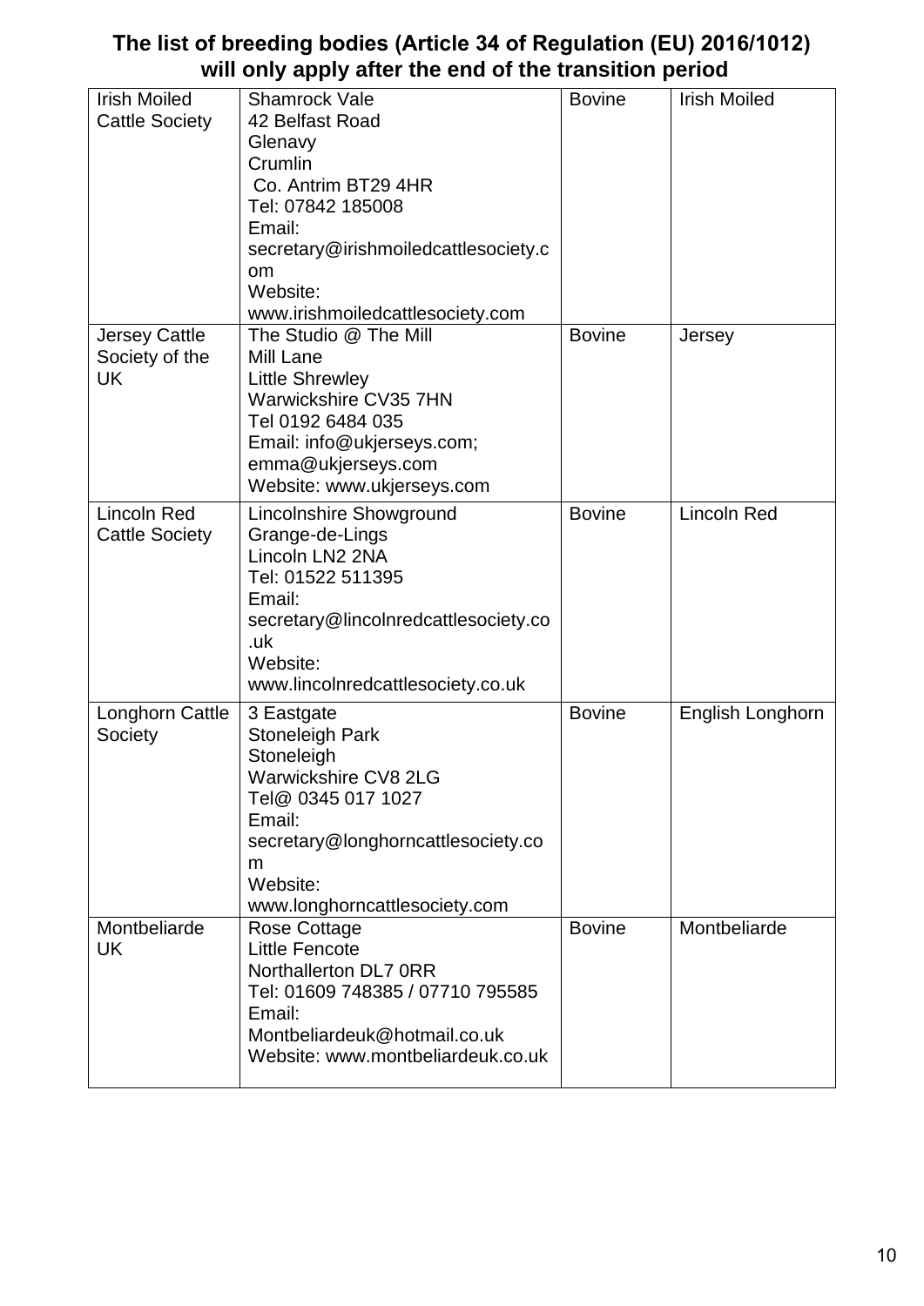**The list of breeding bodies (Article 34 of Regulation (EU) 2016/1012) will only apply after the end of the transition period**

| | | | |
|---|---|---|---|
| Irish Moiled Cattle Society | Shamrock Vale<br>42 Belfast Road<br>Glenavy<br>Crumlin<br>Co. Antrim BT29 4HR<br>Tel: 07842 185008<br>Email: secretary@irishmoiledcattlesociety.com<br>Website: www.irishmoiledcattlesociety.com | Bovine | Irish Moiled |
| Jersey Cattle Society of the UK | The Studio @ The Mill<br>Mill Lane<br>Little Shrewley<br>Warwickshire CV35 7HN<br>Tel 0192 6484 035<br>Email: info@ukjerseys.com; emma@ukjerseys.com<br>Website: www.ukjerseys.com | Bovine | Jersey |
| Lincoln Red Cattle Society | Lincolnshire Showground<br>Grange-de-Lings<br>Lincoln LN2 2NA<br>Tel: 01522 511395<br>Email: secretary@lincolnredcattlesociety.co.uk<br>Website: www.lincolnredcattlesociety.co.uk | Bovine | Lincoln Red |
| Longhorn Cattle Society | 3 Eastgate<br>Stoneleigh Park<br>Stoneleigh<br>Warwickshire CV8 2LG<br>Tel@ 0345 017 1027<br>Email: secretary@longhorncattlesociety.com<br>Website: www.longhorncattlesociety.com | Bovine | English Longhorn |
| Montbeliarde UK | Rose Cottage<br>Little Fencote<br>Northallerton DL7 0RR<br>Tel: 01609 748385 / 07710 795585<br>Email: Montbeliardeuk@hotmail.co.uk<br>Website: www.montbeliardeuk.co.uk | Bovine | Montbeliarde |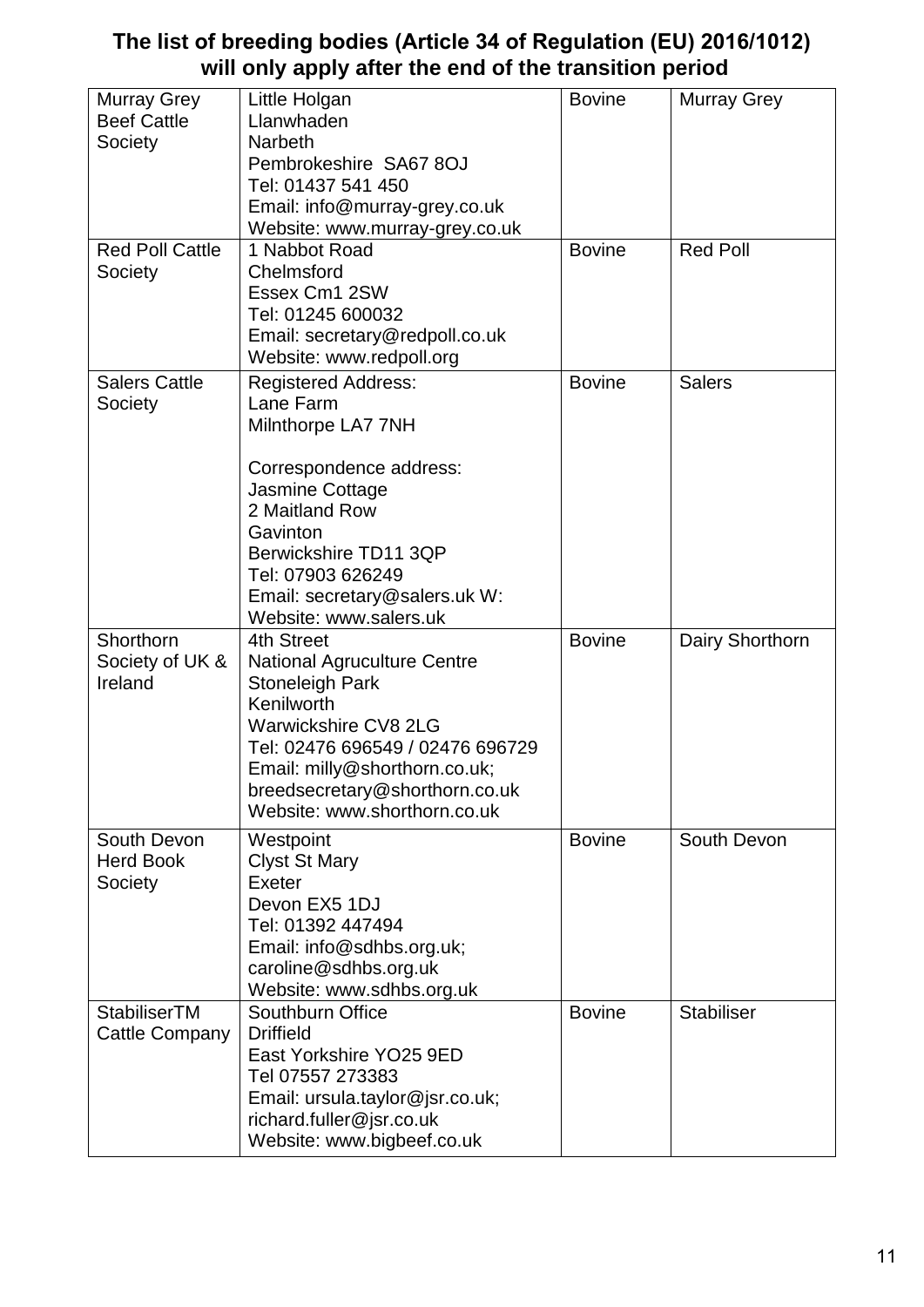**The list of breeding bodies (Article 34 of Regulation (EU) 2016/1012) will only apply after the end of the transition period**

| | | | |
|---|---|---|---|
| Murray Grey Beef Cattle Society | Little Holgan<br>Llanwhaden<br>Narbeth<br>Pembrokeshire SA67 8OJ<br>Tel: 01437 541 450<br>Email: info@murray-grey.co.uk<br>Website: www.murray-grey.co.uk | Bovine | Murray Grey |
| Red Poll Cattle Society | 1 Nabbot Road<br>Chelmsford<br>Essex Cm1 2SW<br>Tel: 01245 600032<br>Email: secretary@redpoll.co.uk<br>Website: www.redpoll.org | Bovine | Red Poll |
| Salers Cattle Society | Registered Address:<br>Lane Farm<br>Milnthorpe LA7 7NH<br><br>Correspondence address:<br>Jasmine Cottage<br>2 Maitland Row<br>Gavinton<br>Berwickshire TD11 3QP<br>Tel: 07903 626249<br>Email: secretary@salers.uk W:<br>Website: www.salers.uk | Bovine | Salers |
| Shorthorn Society of UK & Ireland | 4th Street<br>National Agruculture Centre<br>Stoneleigh Park<br>Kenilworth<br>Warwickshire CV8 2LG<br>Tel: 02476 696549 / 02476 696729<br>Email: milly@shorthorn.co.uk;<br>breedsecretary@shorthorn.co.uk<br>Website: www.shorthorn.co.uk | Bovine | Dairy Shorthorn |
| South Devon Herd Book Society | Westpoint<br>Clyst St Mary<br>Exeter<br>Devon EX5 1DJ<br>Tel: 01392 447494<br>Email: info@sdhbs.org.uk;<br>caroline@sdhbs.org.uk<br>Website: www.sdhbs.org.uk | Bovine | South Devon |
| StabiliserTM Cattle Company | Southburn Office<br>Driffield<br>East Yorkshire YO25 9ED<br>Tel 07557 273383<br>Email: ursula.taylor@jsr.co.uk;<br>richard.fuller@jsr.co.uk<br>Website: www.bigbeef.co.uk | Bovine | Stabiliser |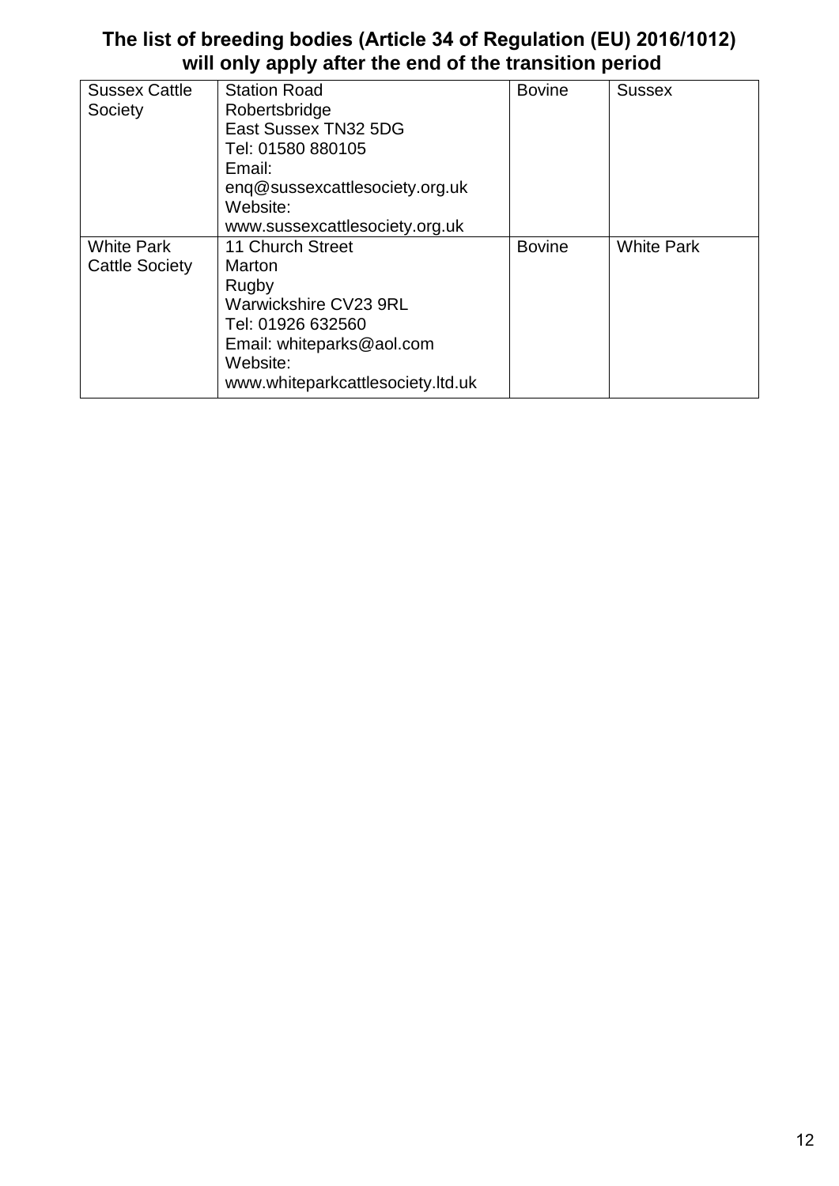**The list of breeding bodies (Article 34 of Regulation (EU) 2016/1012) will only apply after the end of the transition period**

| | | | |
|---|---|---|---|
| Sussex Cattle Society | Station Road<br>Robertsbridge<br>East Sussex TN32 5DG<br>Tel: 01580 880105<br>Email:<br>enq@sussexcattlesociety.org.uk<br>Website:<br>www.sussexcattlesociety.org.uk | Bovine | Sussex |
| White Park Cattle Society | 11 Church Street<br>Marton<br>Rugby<br>Warwickshire CV23 9RL<br>Tel: 01926 632560<br>Email: whiteparks@aol.com<br>Website:<br>www.whiteparkcattlesociety.ltd.uk | Bovine | White Park |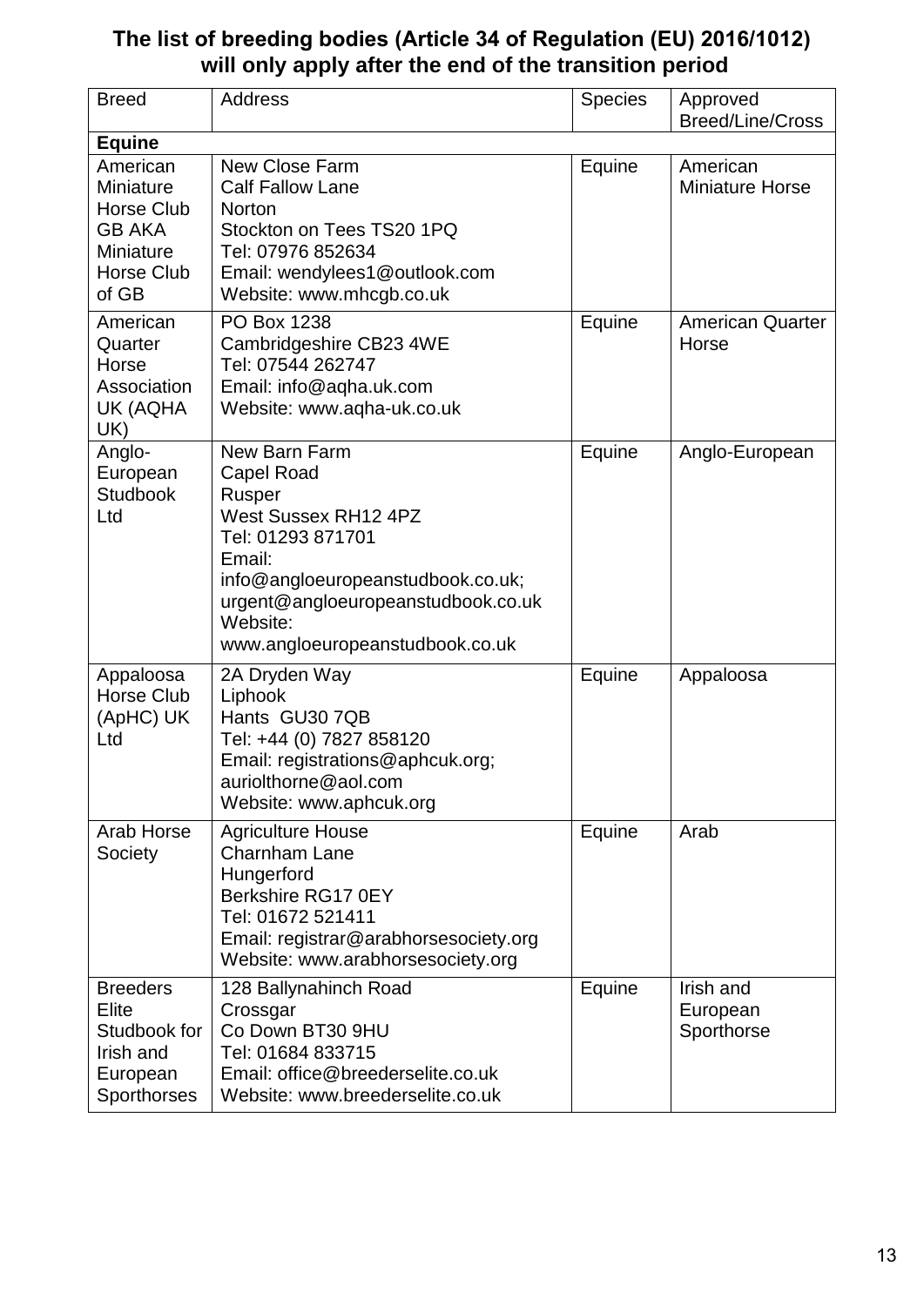**The list of breeding bodies (Article 34 of Regulation (EU) 2016/1012) will only apply after the end of the transition period**

| Breed | Address | Species | Approved Breed/Line/Cross |
|---|---|---|---|
| **Equine** | | | |
| American Miniature Horse Club GB AKA Miniature Horse Club of GB | New Close Farm<br>Calf Fallow Lane<br>Norton<br>Stockton on Tees TS20 1PQ<br>Tel: 07976 852634<br>Email: wendylees1@outlook.com<br>Website: www.mhcgb.co.uk | Equine | American Miniature Horse |
| American Quarter Horse Association UK (AQHA UK) | PO Box 1238<br>Cambridgeshire CB23 4WE<br>Tel: 07544 262747<br>Email: info@aqha.uk.com<br>Website: www.aqha-uk.co.uk | Equine | American Quarter Horse |
| Anglo-European Studbook Ltd | New Barn Farm<br>Capel Road<br>Rusper<br>West Sussex RH12 4PZ<br>Tel: 01293 871701<br>Email:<br>info@angloeuropeanstudbook.co.uk;<br>urgent@angloeuropeanstudbook.co.uk<br>Website:<br>www.angloeuropeanstudbook.co.uk | Equine | Anglo-European |
| Appaloosa Horse Club (ApHC) UK Ltd | 2A Dryden Way<br>Liphook<br>Hants GU30 7QB<br>Tel: +44 (0) 7827 858120<br>Email: registrations@aphcuk.org;<br>auriolthorne@aol.com<br>Website: www.aphcuk.org | Equine | Appaloosa |
| Arab Horse Society | Agriculture House<br>Charnham Lane<br>Hungerford<br>Berkshire RG17 0EY<br>Tel: 01672 521411<br>Email: registrar@arabhorsesociety.org<br>Website: www.arabhorsesociety.org | Equine | Arab |
| Breeders Elite Studbook for Irish and European Sporthorses | 128 Ballynahinch Road<br>Crossgar<br>Co Down BT30 9HU<br>Tel: 01684 833715<br>Email: office@breederselite.co.uk<br>Website: www.breederselite.co.uk | Equine | Irish and European Sporthorse |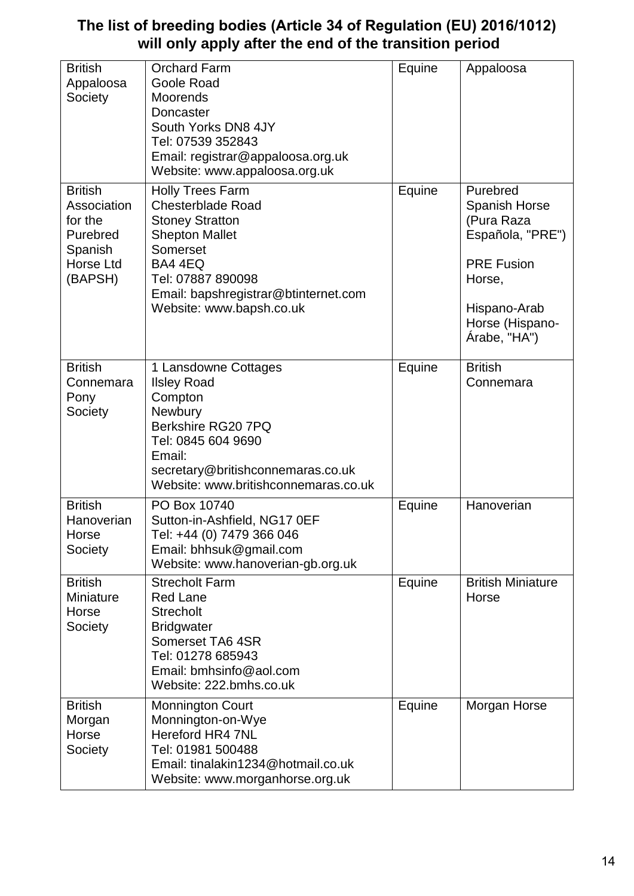## The list of breeding bodies (Article 34 of Regulation (EU) 2016/1012) will only apply after the end of the transition period

| | | | |
|---|---|---|---|
| British Appaloosa Society | Orchard Farm<br>Goole Road<br>Moorends<br>Doncaster<br>South Yorks DN8 4JY<br>Tel: 07539 352843<br>Email: registrar@appaloosa.org.uk<br>Website: www.appaloosa.org.uk | Equine | Appaloosa |
| British Association for the Purebred Spanish Horse Ltd (BAPSH) | Holly Trees Farm<br>Chesterblade Road<br>Stoney Stratton<br>Shepton Mallet<br>Somerset<br>BA4 4EQ<br>Tel: 07887 890098<br>Email: bapshregistrar@btinternet.com<br>Website: www.bapsh.co.uk | Equine | Purebred Spanish Horse (Pura Raza Española, "PRE")<br><br>PRE Fusion Horse,<br><br>Hispano-Arab Horse (Hispano-Árabe, "HA") |
| British Connemara Pony Society | 1 Lansdowne Cottages<br>Ilsley Road<br>Compton<br>Newbury<br>Berkshire RG20 7PQ<br>Tel: 0845 604 9690<br>Email: secretary@britishconnemaras.co.uk<br>Website: www.britishconnemaras.co.uk | Equine | British Connemara |
| British Hanoverian Horse Society | PO Box 10740<br>Sutton-in-Ashfield, NG17 0EF<br>Tel: +44 (0) 7479 366 046<br>Email: bhhsuk@gmail.com<br>Website: www.hanoverian-gb.org.uk | Equine | Hanoverian |
| British Miniature Horse Society | Strecholt Farm<br>Red Lane<br>Strecholt<br>Bridgwater<br>Somerset TA6 4SR<br>Tel: 01278 685943<br>Email: bmhsinfo@aol.com<br>Website: 222.bmhs.co.uk | Equine | British Miniature Horse |
| British Morgan Horse Society | Monnington Court<br>Monnington-on-Wye<br>Hereford HR4 7NL<br>Tel: 01981 500488<br>Email: tinalakin1234@hotmail.co.uk<br>Website: www.morganhorse.org.uk | Equine | Morgan Horse |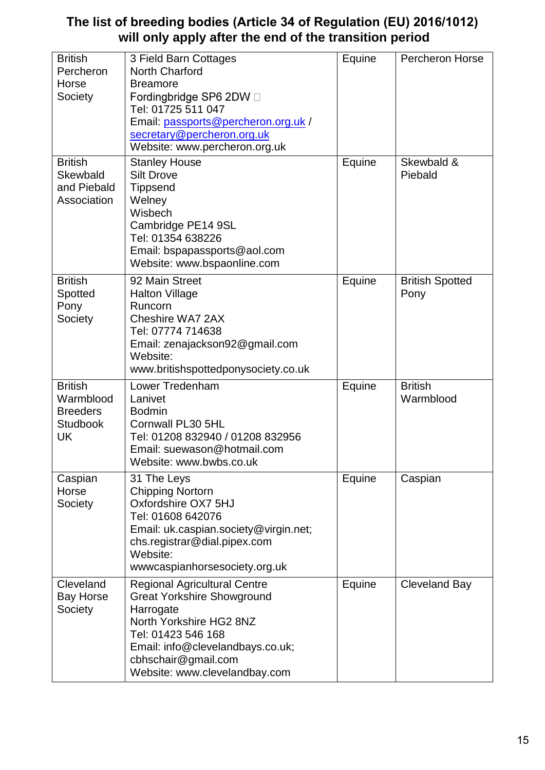**The list of breeding bodies (Article 34 of Regulation (EU) 2016/1012) will only apply after the end of the transition period**

| | | | |
|---|---|---|---|
| British Percheron Horse Society | 3 Field Barn Cottages<br>North Charford<br>Breamore<br>Fordingbridge SP6 2DW<br>Tel: 01725 511 047<br>Email: passports@percheron.org.uk / secretary@percheron.org.uk<br>Website: www.percheron.org.uk | Equine | Percheron Horse |
| British Skewbald and Piebald Association | Stanley House<br>Silt Drove<br>Tippsend<br>Welney<br>Wisbech<br>Cambridge PE14 9SL<br>Tel: 01354 638226<br>Email: bspapassports@aol.com<br>Website: www.bspaonline.com | Equine | Skewbald & Piebald |
| British Spotted Pony Society | 92 Main Street<br>Halton Village<br>Runcorn<br>Cheshire WA7 2AX<br>Tel: 07774 714638<br>Email: zenajackson92@gmail.com<br>Website: www.britishspottedponysociety.co.uk | Equine | British Spotted Pony |
| British Warmblood Breeders Studbook UK | Lower Tredenham<br>Lanivet<br>Bodmin<br>Cornwall PL30 5HL<br>Tel: 01208 832940 / 01208 832956<br>Email: suewason@hotmail.com<br>Website: www.bwbs.co.uk | Equine | British Warmblood |
| Caspian Horse Society | 31 The Leys<br>Chipping Nortorn<br>Oxfordshire OX7 5HJ<br>Tel: 01608 642076<br>Email: uk.caspian.society@virgin.net; chs.registrar@dial.pipex.com<br>Website: wwwcaspianhorsesociety.org.uk | Equine | Caspian |
| Cleveland Bay Horse Society | Regional Agricultural Centre<br>Great Yorkshire Showground<br>Harrogate<br>North Yorkshire HG2 8NZ<br>Tel: 01423 546 168<br>Email: info@clevelandbays.co.uk; cbhschair@gmail.com<br>Website: www.clevelandbay.com | Equine | Cleveland Bay |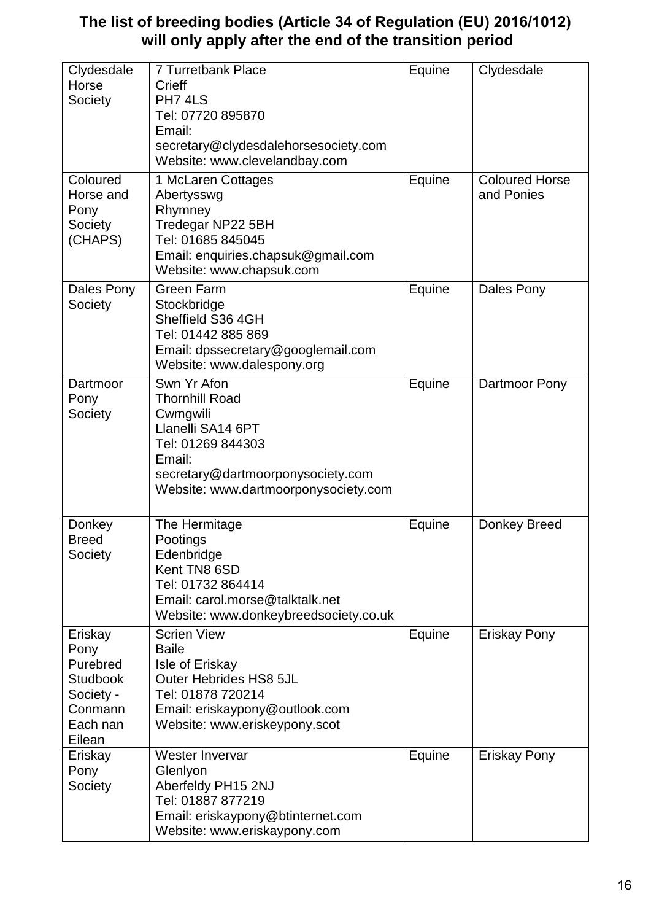# The list of breeding bodies (Article 34 of Regulation (EU) 2016/1012) will only apply after the end of the transition period

| | | | |
|---|---|---|---|
| Clydesdale Horse Society | 7 Turretbank Place<br>Crieff<br>PH7 4LS<br>Tel: 07720 895870<br>Email: secretary@clydesdalehorsesociety.com<br>Website: www.clevelandbay.com | Equine | Clydesdale |
| Coloured Horse and Pony Society (CHAPS) | 1 McLaren Cottages<br>Abertysswg<br>Rhymney<br>Tredegar NP22 5BH<br>Tel: 01685 845045<br>Email: enquiries.chapsuk@gmail.com<br>Website: www.chapsuk.com | Equine | Coloured Horse and Ponies |
| Dales Pony Society | Green Farm<br>Stockbridge<br>Sheffield S36 4GH<br>Tel: 01442 885 869<br>Email: dpssecretary@googlemail.com<br>Website: www.dalespony.org | Equine | Dales Pony |
| Dartmoor Pony Society | Swn Yr Afon<br>Thornhill Road<br>Cwmgwili<br>Llanelli SA14 6PT<br>Tel: 01269 844303<br>Email: secretary@dartmoorponysociety.com<br>Website: www.dartmoorponysociety.com | Equine | Dartmoor Pony |
| Donkey Breed Society | The Hermitage<br>Pootings<br>Edenbridge<br>Kent TN8 6SD<br>Tel: 01732 864414<br>Email: carol.morse@talktalk.net<br>Website: www.donkeybreedsociety.co.uk | Equine | Donkey Breed |
| Eriskay Pony Purebred Studbook Society - Conmann Each nan Eilean | Scrien View<br>Baile<br>Isle of Eriskay<br>Outer Hebrides HS8 5JL<br>Tel: 01878 720214<br>Email: eriskaypony@outlook.com<br>Website: www.eriskeypony.scot | Equine | Eriskay Pony |
| Eriskay Pony Society | Wester Invervar<br>Glenlyon<br>Aberfeldy PH15 2NJ<br>Tel: 01887 877219<br>Email: eriskaypony@btinternet.com<br>Website: www.eriskaypony.com | Equine | Eriskay Pony |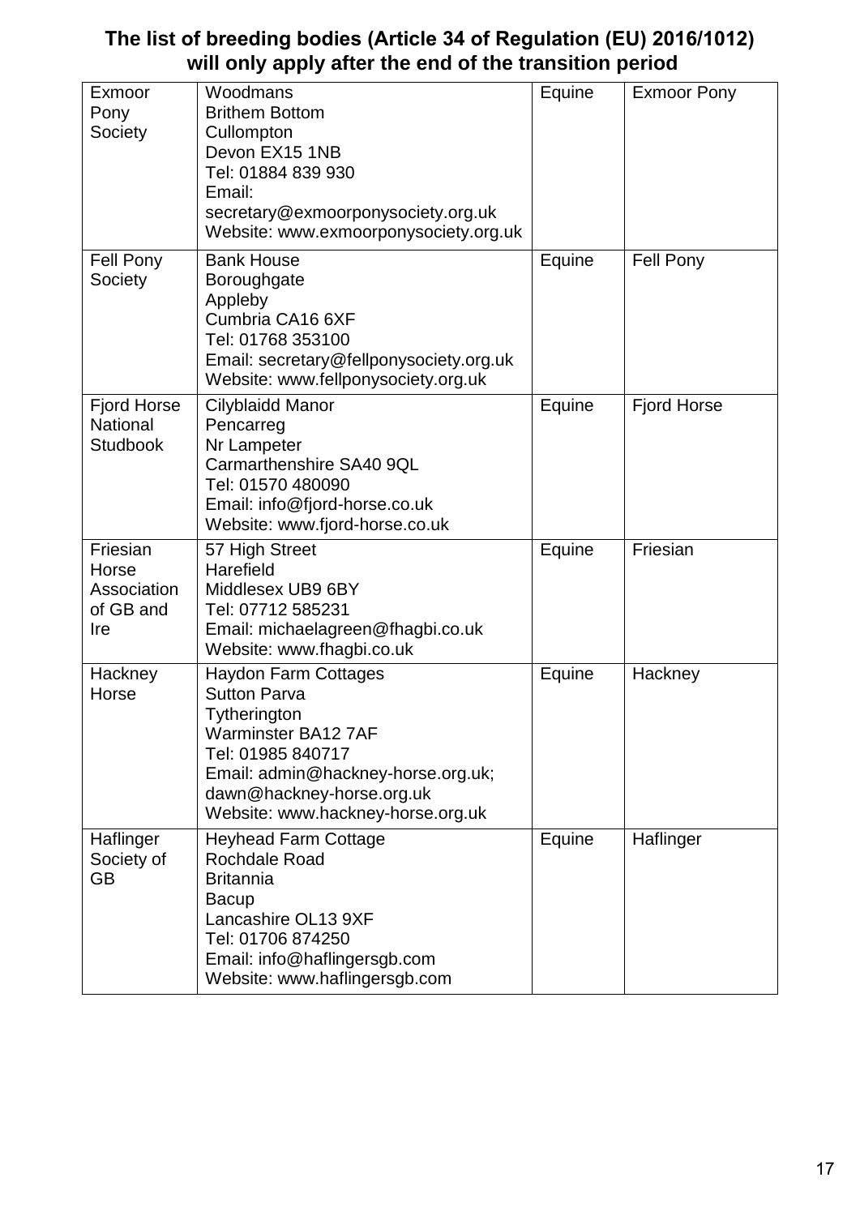**The list of breeding bodies (Article 34 of Regulation (EU) 2016/1012) will only apply after the end of the transition period**

| | | | |
|---|---|---|---|
| Exmoor Pony Society | Woodmans<br>Brithem Bottom<br>Cullompton<br>Devon EX15 1NB<br>Tel: 01884 839 930<br>Email: secretary@exmoorponysociety.org.uk<br>Website: www.exmoorponysociety.org.uk | Equine | Exmoor Pony |
| Fell Pony Society | Bank House<br>Boroughgate<br>Appleby<br>Cumbria CA16 6XF<br>Tel: 01768 353100<br>Email: secretary@fellponysociety.org.uk<br>Website: www.fellponysociety.org.uk | Equine | Fell Pony |
| Fjord Horse National Studbook | Cilyblaidd Manor<br>Pencarreg<br>Nr Lampeter<br>Carmarthenshire SA40 9QL<br>Tel: 01570 480090<br>Email: info@fjord-horse.co.uk<br>Website: www.fjord-horse.co.uk | Equine | Fjord Horse |
| Friesian Horse Association of GB and Ire | 57 High Street<br>Harefield<br>Middlesex UB9 6BY<br>Tel: 07712 585231<br>Email: michaelagreen@fhagbi.co.uk<br>Website: www.fhagbi.co.uk | Equine | Friesian |
| Hackney Horse | Haydon Farm Cottages<br>Sutton Parva<br>Tytherington<br>Warminster BA12 7AF<br>Tel: 01985 840717<br>Email: admin@hackney-horse.org.uk; dawn@hackney-horse.org.uk<br>Website: www.hackney-horse.org.uk | Equine | Hackney |
| Haflinger Society of GB | Heyhead Farm Cottage<br>Rochdale Road<br>Britannia<br>Bacup<br>Lancashire OL13 9XF<br>Tel: 01706 874250<br>Email: info@haflingersgb.com<br>Website: www.haflingersgb.com | Equine | Haflinger |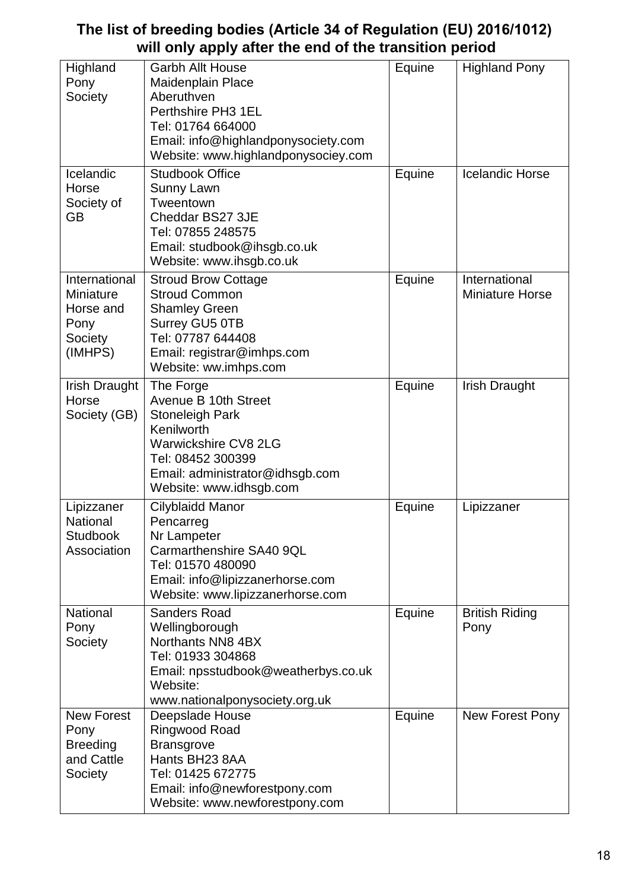**The list of breeding bodies (Article 34 of Regulation (EU) 2016/1012) will only apply after the end of the transition period**

| | | | |
|---|---|---|---|
| Highland Pony Society | Garbh Allt House<br>Maidenplain Place<br>Aberuthven<br>Perthshire PH3 1EL<br>Tel: 01764 664000<br>Email: info@highlandponysociety.com<br>Website: www.highlandponysociey.com | Equine | Highland Pony |
| Icelandic Horse Society of GB | Studbook Office<br>Sunny Lawn<br>Tweentown<br>Cheddar BS27 3JE<br>Tel: 07855 248575<br>Email: studbook@ihsgb.co.uk<br>Website: www.ihsgb.co.uk | Equine | Icelandic Horse |
| International Miniature Horse and Pony Society (IMHPS) | Stroud Brow Cottage<br>Stroud Common<br>Shamley Green<br>Surrey GU5 0TB<br>Tel: 07787 644408<br>Email: registrar@imhps.com<br>Website: ww.imhps.com | Equine | International Miniature Horse |
| Irish Draught Horse Society (GB) | The Forge<br>Avenue B 10th Street<br>Stoneleigh Park<br>Kenilworth<br>Warwickshire CV8 2LG<br>Tel: 08452 300399<br>Email: administrator@idhsgb.com<br>Website: www.idhsgb.com | Equine | Irish Draught |
| Lipizzaner National Studbook Association | Cilyblaidd Manor<br>Pencarreg<br>Nr Lampeter<br>Carmarthenshire SA40 9QL<br>Tel: 01570 480090<br>Email: info@lipizzanerhorse.com<br>Website: www.lipizzanerhorse.com | Equine | Lipizzaner |
| National Pony Society | Sanders Road<br>Wellingborough<br>Northants NN8 4BX<br>Tel: 01933 304868<br>Email: npsstudbook@weatherbys.co.uk<br>Website:<br>www.nationalponysociety.org.uk | Equine | British Riding Pony |
| New Forest Pony Breeding and Cattle Society | Deepslade House<br>Ringwood Road<br>Bransgrove<br>Hants BH23 8AA<br>Tel: 01425 672775<br>Email: info@newforestpony.com<br>Website: www.newforestpony.com | Equine | New Forest Pony |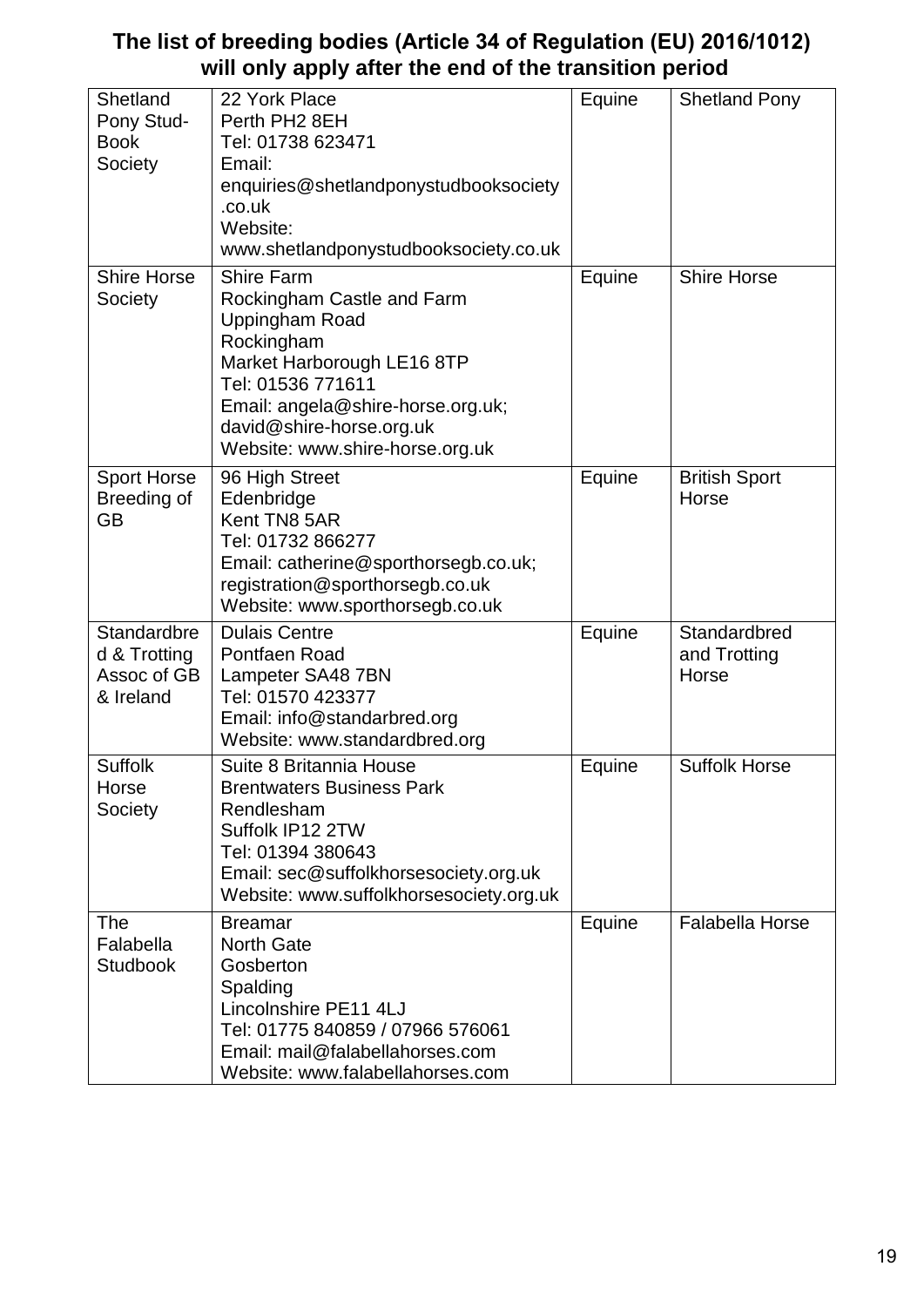**The list of breeding bodies (Article 34 of Regulation (EU) 2016/1012) will only apply after the end of the transition period**

| | | | |
|---|---|---|---|
| Shetland Pony Stud-Book Society | 22 York Place<br>Perth PH2 8EH<br>Tel: 01738 623471<br>Email: enquiries@shetlandponystudbooksociety.co.uk<br>Website: www.shetlandponystudbooksociety.co.uk | Equine | Shetland Pony |
| Shire Horse Society | Shire Farm<br>Rockingham Castle and Farm<br>Uppingham Road<br>Rockingham<br>Market Harborough LE16 8TP<br>Tel: 01536 771611<br>Email: angela@shire-horse.org.uk; david@shire-horse.org.uk<br>Website: www.shire-horse.org.uk | Equine | Shire Horse |
| Sport Horse Breeding of GB | 96 High Street<br>Edenbridge<br>Kent TN8 5AR<br>Tel: 01732 866277<br>Email: catherine@sporthorsegb.co.uk; registration@sporthorsegb.co.uk<br>Website: www.sporthorsegb.co.uk | Equine | British Sport Horse |
| Standardbred & Trotting Assoc of GB & Ireland | Dulais Centre<br>Pontfaen Road<br>Lampeter SA48 7BN<br>Tel: 01570 423377<br>Email: info@standarbred.org<br>Website: www.standardbred.org | Equine | Standardbred and Trotting Horse |
| Suffolk Horse Society | Suite 8 Britannia House<br>Brentwaters Business Park<br>Rendlesham<br>Suffolk IP12 2TW<br>Tel: 01394 380643<br>Email: sec@suffolkhorsesociety.org.uk<br>Website: www.suffolkhorsesociety.org.uk | Equine | Suffolk Horse |
| The Falabella Studbook | Breamar<br>North Gate<br>Gosberton<br>Spalding<br>Lincolnshire PE11 4LJ<br>Tel: 01775 840859 / 07966 576061<br>Email: mail@falabellahorses.com<br>Website: www.falabellahorses.com | Equine | Falabella Horse |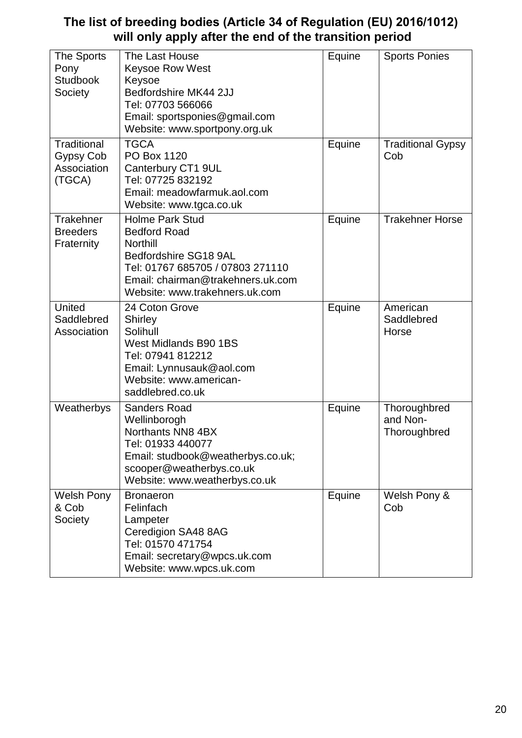**The list of breeding bodies (Article 34 of Regulation (EU) 2016/1012) will only apply after the end of the transition period**

| | | | |
|---|---|---|---|
| The Sports Pony Studbook Society | The Last House<br>Keysoe Row West<br>Keysoe<br>Bedfordshire MK44 2JJ<br>Tel: 07703 566066<br>Email: sportsponies@gmail.com<br>Website: www.sportpony.org.uk | Equine | Sports Ponies |
| Traditional Gypsy Cob Association (TGCA) | TGCA<br>PO Box 1120<br>Canterbury CT1 9UL<br>Tel: 07725 832192<br>Email: meadowfarmuk.aol.com<br>Website: www.tgca.co.uk | Equine | Traditional Gypsy Cob |
| Trakehner Breeders Fraternity | Holme Park Stud<br>Bedford Road<br>Northill<br>Bedfordshire SG18 9AL<br>Tel: 01767 685705 / 07803 271110<br>Email: chairman@trakehners.uk.com<br>Website: www.trakehners.uk.com | Equine | Trakehner Horse |
| United Saddlebred Association | 24 Coton Grove<br>Shirley<br>Solihull<br>West Midlands B90 1BS<br>Tel: 07941 812212<br>Email: Lynnusauk@aol.com<br>Website: www.american-saddlebred.co.uk | Equine | American Saddlebred Horse |
| Weatherbys | Sanders Road<br>Wellinborogh<br>Northants NN8 4BX<br>Tel: 01933 440077<br>Email: studbook@weatherbys.co.uk; scooper@weatherbys.co.uk<br>Website: www.weatherbys.co.uk | Equine | Thoroughbred and Non-Thoroughbred |
| Welsh Pony & Cob Society | Bronaeron<br>Felinfach<br>Lampeter<br>Ceredigion SA48 8AG<br>Tel: 01570 471754<br>Email: secretary@wpcs.uk.com<br>Website: www.wpcs.uk.com | Equine | Welsh Pony & Cob |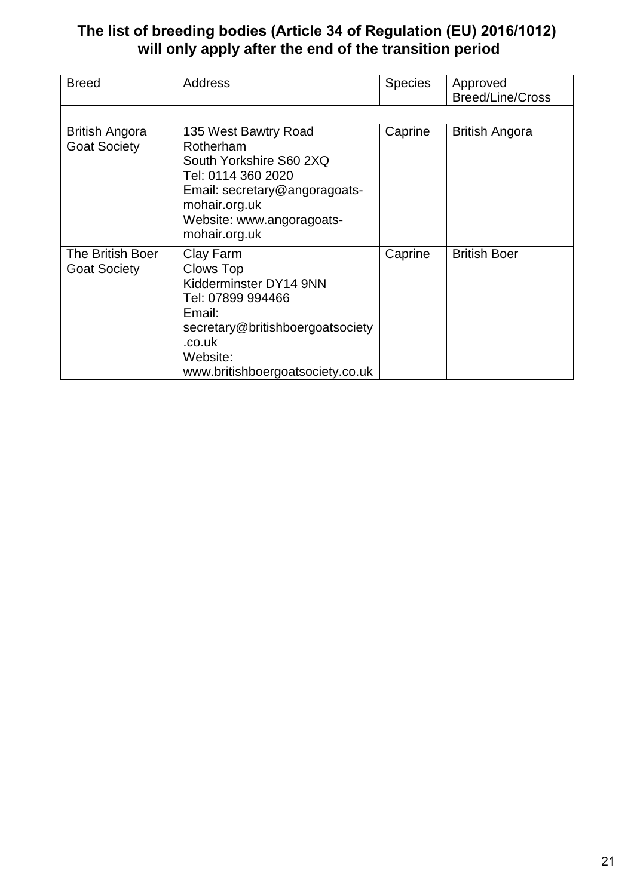**The list of breeding bodies (Article 34 of Regulation (EU) 2016/1012) will only apply after the end of the transition period**

| Breed | Address | Species | Approved Breed/Line/Cross |
|---|---|---|---|
| | | | |
| British Angora Goat Society | 135 West Bawtry Road<br>Rotherham<br>South Yorkshire S60 2XQ<br>Tel: 0114 360 2020<br>Email: secretary@angoragoats-mohair.org.uk<br>Website: www.angoragoats-mohair.org.uk | Caprine | British Angora |
| The British Boer Goat Society | Clay Farm<br>Clows Top<br>Kidderminster DY14 9NN<br>Tel: 07899 994466<br>Email: secretary@britishboergoatsociety.co.uk<br>Website: www.britishboergoatsociety.co.uk | Caprine | British Boer |